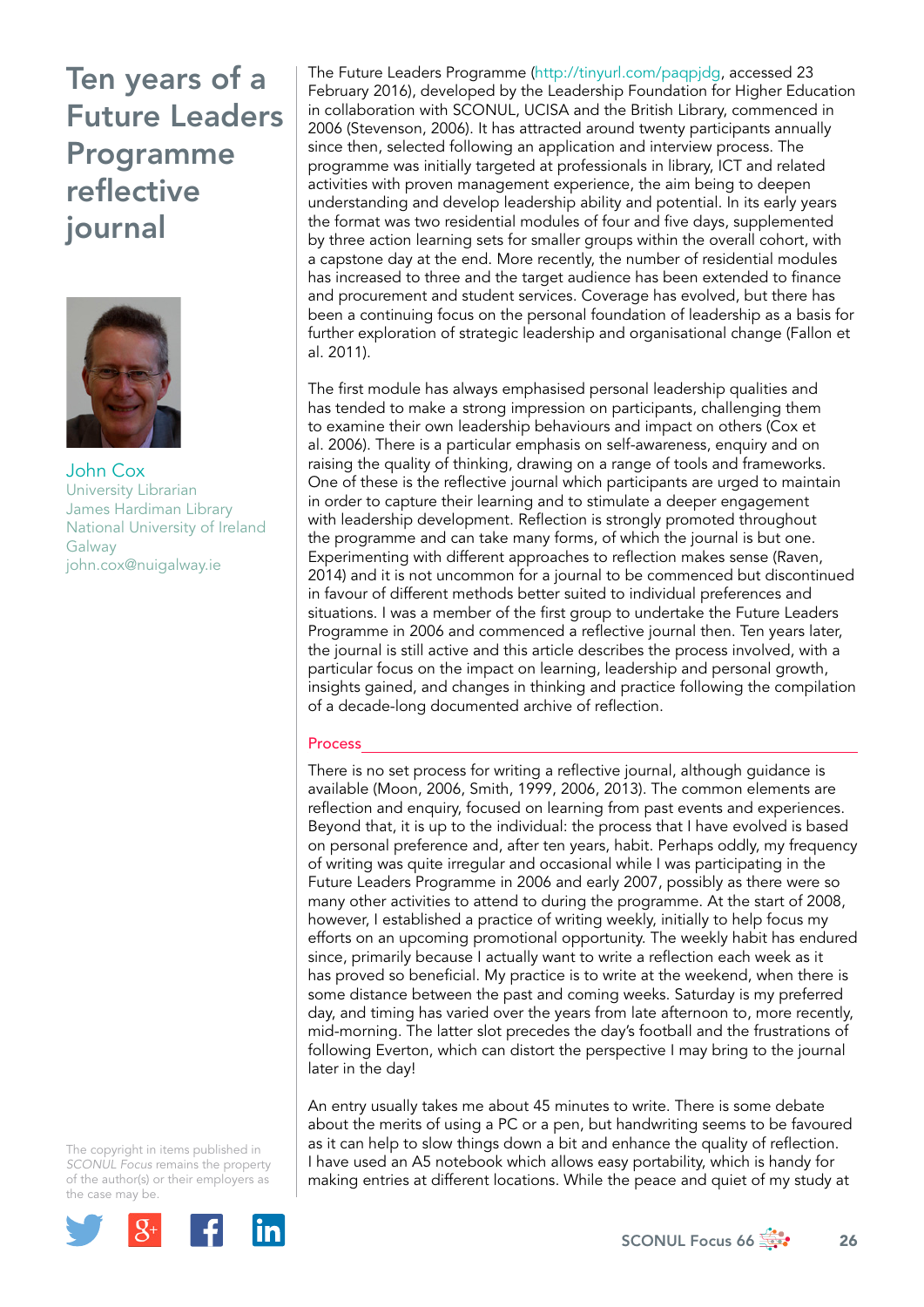# Ten years of a Future Leaders Programme reflective journal

John Cox
University Librarian
James Hardiman Library
National University of Ireland Galway
john.cox@nuigalway.ie

The Future Leaders Programme (http://tinyurl.com/paqpjdg, accessed 23 February 2016), developed by the Leadership Foundation for Higher Education in collaboration with SCONUL, UCISA and the British Library, commenced in 2006 (Stevenson, 2006). It has attracted around twenty participants annually since then, selected following an application and interview process. The programme was initially targeted at professionals in library, ICT and related activities with proven management experience, the aim being to deepen understanding and develop leadership ability and potential. In its early years the format was two residential modules of four and five days, supplemented by three action learning sets for smaller groups within the overall cohort, with a capstone day at the end. More recently, the number of residential modules has increased to three and the target audience has been extended to finance and procurement and student services. Coverage has evolved, but there has been a continuing focus on the personal foundation of leadership as a basis for further exploration of strategic leadership and organisational change (Fallon et al. 2011).

The first module has always emphasised personal leadership qualities and has tended to make a strong impression on participants, challenging them to examine their own leadership behaviours and impact on others (Cox et al. 2006). There is a particular emphasis on self-awareness, enquiry and on raising the quality of thinking, drawing on a range of tools and frameworks. One of these is the reflective journal which participants are urged to maintain in order to capture their learning and to stimulate a deeper engagement with leadership development. Reflection is strongly promoted throughout the programme and can take many forms, of which the journal is but one. Experimenting with different approaches to reflection makes sense (Raven, 2014) and it is not uncommon for a journal to be commenced but discontinued in favour of different methods better suited to individual preferences and situations. I was a member of the first group to undertake the Future Leaders Programme in 2006 and commenced a reflective journal then. Ten years later, the journal is still active and this article describes the process involved, with a particular focus on the impact on learning, leadership and personal growth, insights gained, and changes in thinking and practice following the compilation of a decade-long documented archive of reflection.

## Process

There is no set process for writing a reflective journal, although guidance is available (Moon, 2006, Smith, 1999, 2006, 2013). The common elements are reflection and enquiry, focused on learning from past events and experiences. Beyond that, it is up to the individual: the process that I have evolved is based on personal preference and, after ten years, habit. Perhaps oddly, my frequency of writing was quite irregular and occasional while I was participating in the Future Leaders Programme in 2006 and early 2007, possibly as there were so many other activities to attend to during the programme. At the start of 2008, however, I established a practice of writing weekly, initially to help focus my efforts on an upcoming promotional opportunity. The weekly habit has endured since, primarily because I actually want to write a reflection each week as it has proved so beneficial. My practice is to write at the weekend, when there is some distance between the past and coming weeks. Saturday is my preferred day, and timing has varied over the years from late afternoon to, more recently, mid-morning. The latter slot precedes the day's football and the frustrations of following Everton, which can distort the perspective I may bring to the journal later in the day!

An entry usually takes me about 45 minutes to write. There is some debate about the merits of using a PC or a pen, but handwriting seems to be favoured as it can help to slow things down a bit and enhance the quality of reflection. I have used an A5 notebook which allows easy portability, which is handy for making entries at different locations. While the peace and quiet of my study at

The copyright in items published in *SCONUL Focus* remains the property of the author(s) or their employers as the case may be.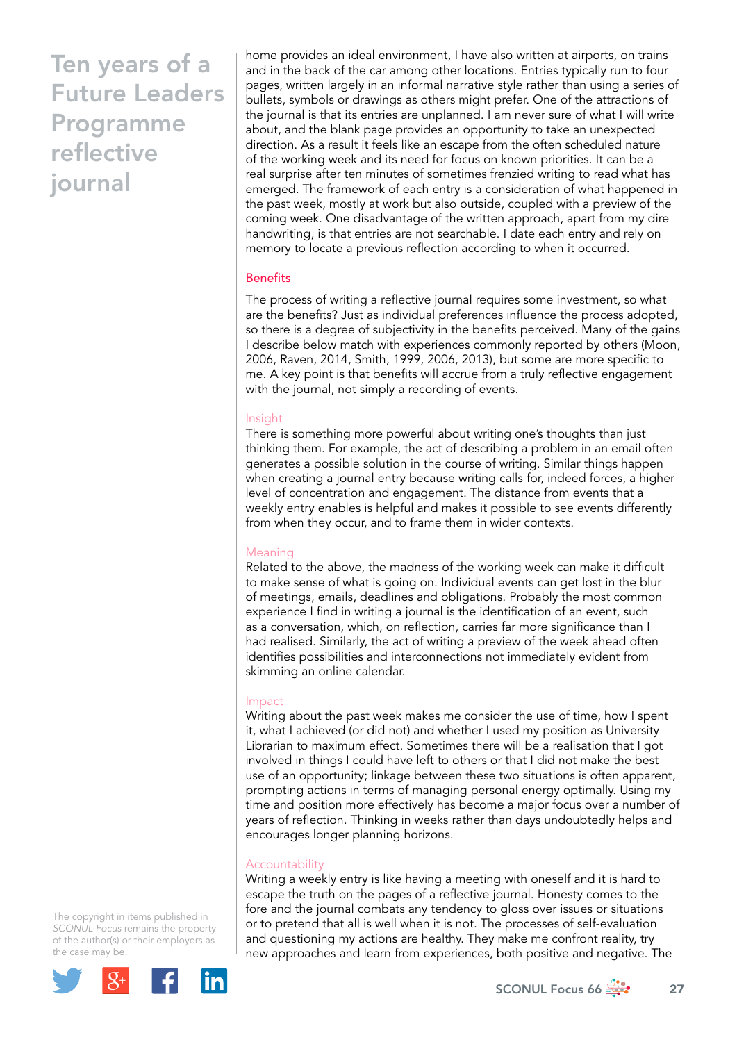home provides an ideal environment, I have also written at airports, on trains and in the back of the car among other locations. Entries typically run to four pages, written largely in an informal narrative style rather than using a series of bullets, symbols or drawings as others might prefer. One of the attractions of the journal is that its entries are unplanned. I am never sure of what I will write about, and the blank page provides an opportunity to take an unexpected direction. As a result it feels like an escape from the often scheduled nature of the working week and its need for focus on known priorities. It can be a real surprise after ten minutes of sometimes frenzied writing to read what has emerged. The framework of each entry is a consideration of what happened in the past week, mostly at work but also outside, coupled with a preview of the coming week. One disadvantage of the written approach, apart from my dire handwriting, is that entries are not searchable. I date each entry and rely on memory to locate a previous reflection according to when it occurred.

## Benefits

The process of writing a reflective journal requires some investment, so what are the benefits? Just as individual preferences influence the process adopted, so there is a degree of subjectivity in the benefits perceived. Many of the gains I describe below match with experiences commonly reported by others (Moon, 2006, Raven, 2014, Smith, 1999, 2006, 2013), but some are more specific to me. A key point is that benefits will accrue from a truly reflective engagement with the journal, not simply a recording of events.

### Insight

There is something more powerful about writing one's thoughts than just thinking them. For example, the act of describing a problem in an email often generates a possible solution in the course of writing. Similar things happen when creating a journal entry because writing calls for, indeed forces, a higher level of concentration and engagement. The distance from events that a weekly entry enables is helpful and makes it possible to see events differently from when they occur, and to frame them in wider contexts.

### Meaning

Related to the above, the madness of the working week can make it difficult to make sense of what is going on. Individual events can get lost in the blur of meetings, emails, deadlines and obligations. Probably the most common experience I find in writing a journal is the identification of an event, such as a conversation, which, on reflection, carries far more significance than I had realised. Similarly, the act of writing a preview of the week ahead often identifies possibilities and interconnections not immediately evident from skimming an online calendar.

### Impact

Writing about the past week makes me consider the use of time, how I spent it, what I achieved (or did not) and whether I used my position as University Librarian to maximum effect. Sometimes there will be a realisation that I got involved in things I could have left to others or that I did not make the best use of an opportunity; linkage between these two situations is often apparent, prompting actions in terms of managing personal energy optimally. Using my time and position more effectively has become a major focus over a number of years of reflection. Thinking in weeks rather than days undoubtedly helps and encourages longer planning horizons.

### Accountability

Writing a weekly entry is like having a meeting with oneself and it is hard to escape the truth on the pages of a reflective journal. Honesty comes to the fore and the journal combats any tendency to gloss over issues or situations or to pretend that all is well when it is not. The processes of self-evaluation and questioning my actions are healthy. They make me confront reality, try new approaches and learn from experiences, both positive and negative. The

The copyright in items published in *SCONUL Focus* remains the property of the author(s) or their employers as the case may be.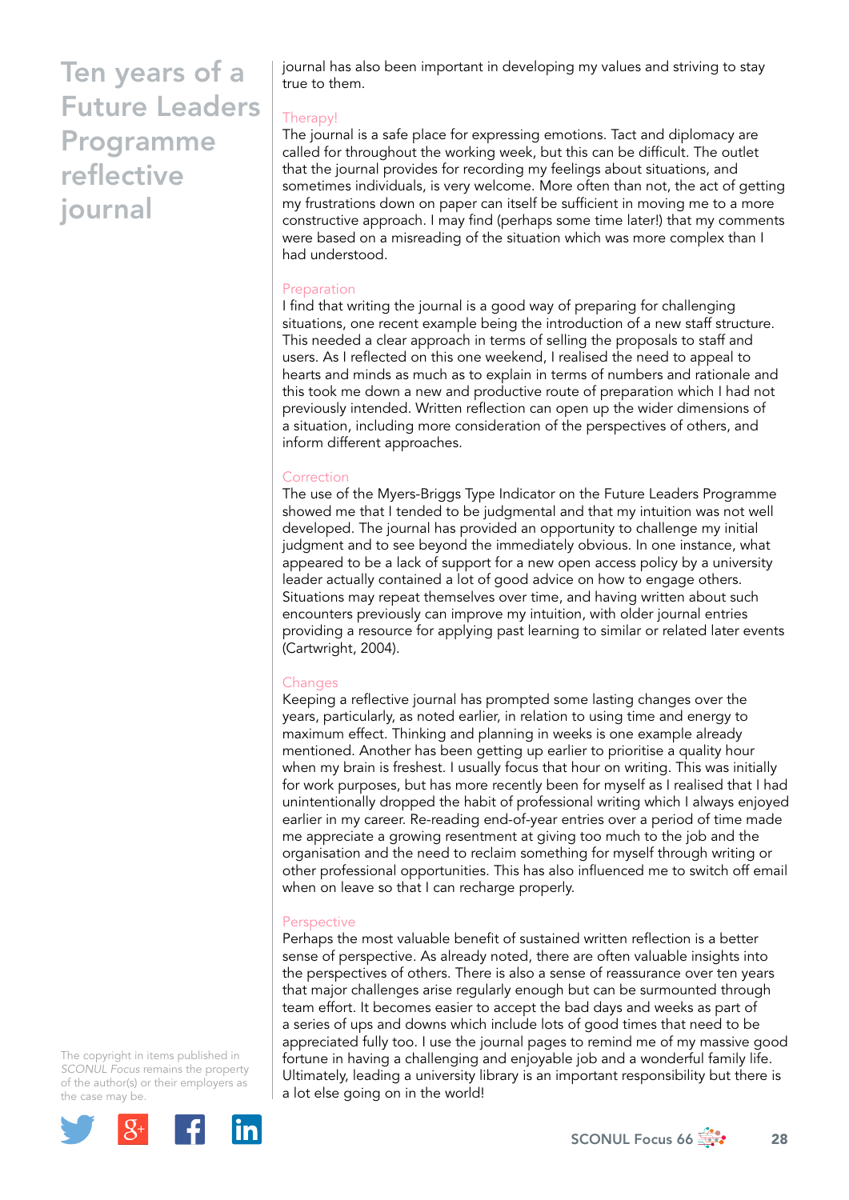journal has also been important in developing my values and striving to stay true to them.

### Therapy!

The journal is a safe place for expressing emotions. Tact and diplomacy are called for throughout the working week, but this can be difficult. The outlet that the journal provides for recording my feelings about situations, and sometimes individuals, is very welcome. More often than not, the act of getting my frustrations down on paper can itself be sufficient in moving me to a more constructive approach. I may find (perhaps some time later!) that my comments were based on a misreading of the situation which was more complex than I had understood.

### Preparation

I find that writing the journal is a good way of preparing for challenging situations, one recent example being the introduction of a new staff structure. This needed a clear approach in terms of selling the proposals to staff and users. As I reflected on this one weekend, I realised the need to appeal to hearts and minds as much as to explain in terms of numbers and rationale and this took me down a new and productive route of preparation which I had not previously intended. Written reflection can open up the wider dimensions of a situation, including more consideration of the perspectives of others, and inform different approaches.

### Correction

The use of the Myers-Briggs Type Indicator on the Future Leaders Programme showed me that I tended to be judgmental and that my intuition was not well developed. The journal has provided an opportunity to challenge my initial judgment and to see beyond the immediately obvious. In one instance, what appeared to be a lack of support for a new open access policy by a university leader actually contained a lot of good advice on how to engage others. Situations may repeat themselves over time, and having written about such encounters previously can improve my intuition, with older journal entries providing a resource for applying past learning to similar or related later events (Cartwright, 2004).

### Changes

Keeping a reflective journal has prompted some lasting changes over the years, particularly, as noted earlier, in relation to using time and energy to maximum effect. Thinking and planning in weeks is one example already mentioned. Another has been getting up earlier to prioritise a quality hour when my brain is freshest. I usually focus that hour on writing. This was initially for work purposes, but has more recently been for myself as I realised that I had unintentionally dropped the habit of professional writing which I always enjoyed earlier in my career. Re-reading end-of-year entries over a period of time made me appreciate a growing resentment at giving too much to the job and the organisation and the need to reclaim something for myself through writing or other professional opportunities. This has also influenced me to switch off email when on leave so that I can recharge properly.

### Perspective

Perhaps the most valuable benefit of sustained written reflection is a better sense of perspective. As already noted, there are often valuable insights into the perspectives of others. There is also a sense of reassurance over ten years that major challenges arise regularly enough but can be surmounted through team effort. It becomes easier to accept the bad days and weeks as part of a series of ups and downs which include lots of good times that need to be appreciated fully too. I use the journal pages to remind me of my massive good fortune in having a challenging and enjoyable job and a wonderful family life. Ultimately, leading a university library is an important responsibility but there is a lot else going on in the world!

The copyright in items published in *SCONUL Focus* remains the property of the author(s) or their employers as the case may be.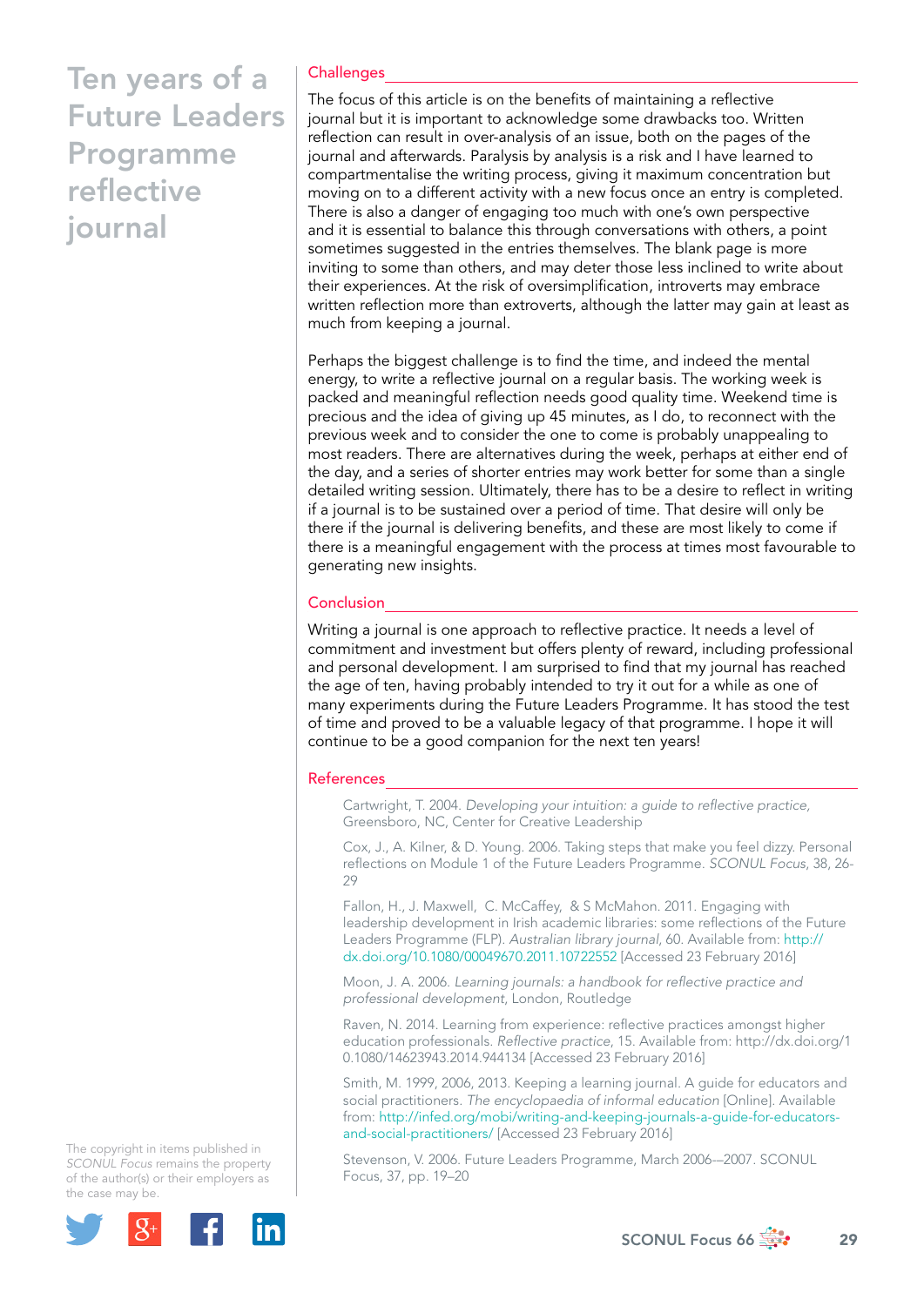# Ten years of a Future Leaders Programme reflective journal

## Challenges

The focus of this article is on the benefits of maintaining a reflective journal but it is important to acknowledge some drawbacks too. Written reflection can result in over-analysis of an issue, both on the pages of the journal and afterwards. Paralysis by analysis is a risk and I have learned to compartmentalise the writing process, giving it maximum concentration but moving on to a different activity with a new focus once an entry is completed. There is also a danger of engaging too much with one's own perspective and it is essential to balance this through conversations with others, a point sometimes suggested in the entries themselves. The blank page is more inviting to some than others, and may deter those less inclined to write about their experiences. At the risk of oversimplification, introverts may embrace written reflection more than extroverts, although the latter may gain at least as much from keeping a journal.

Perhaps the biggest challenge is to find the time, and indeed the mental energy, to write a reflective journal on a regular basis. The working week is packed and meaningful reflection needs good quality time. Weekend time is precious and the idea of giving up 45 minutes, as I do, to reconnect with the previous week and to consider the one to come is probably unappealing to most readers. There are alternatives during the week, perhaps at either end of the day, and a series of shorter entries may work better for some than a single detailed writing session. Ultimately, there has to be a desire to reflect in writing if a journal is to be sustained over a period of time. That desire will only be there if the journal is delivering benefits, and these are most likely to come if there is a meaningful engagement with the process at times most favourable to generating new insights.

## Conclusion

Writing a journal is one approach to reflective practice. It needs a level of commitment and investment but offers plenty of reward, including professional and personal development. I am surprised to find that my journal has reached the age of ten, having probably intended to try it out for a while as one of many experiments during the Future Leaders Programme. It has stood the test of time and proved to be a valuable legacy of that programme. I hope it will continue to be a good companion for the next ten years!

## References

Cartwright, T. 2004. *Developing your intuition: a guide to reflective practice*, Greensboro, NC, Center for Creative Leadership

Cox, J., A. Kilner, & D. Young. 2006. Taking steps that make you feel dizzy. Personal reflections on Module 1 of the Future Leaders Programme. *SCONUL Focus*, 38, 26-29

Fallon, H., J. Maxwell, C. McCaffey, & S McMahon. 2011. Engaging with leadership development in Irish academic libraries: some reflections of the Future Leaders Programme (FLP). *Australian library journal*, 60. Available from: http://dx.doi.org/10.1080/00049670.2011.10722552 [Accessed 23 February 2016]

Moon, J. A. 2006. *Learning journals: a handbook for reflective practice and professional development*, London, Routledge

Raven, N. 2014. Learning from experience: reflective practices amongst higher education professionals. *Reflective practice*, 15. Available from: http://dx.doi.org/10.1080/14623943.2014.944134 [Accessed 23 February 2016]

Smith, M. 1999, 2006, 2013. Keeping a learning journal. A guide for educators and social practitioners. *The encyclopaedia of informal education* [Online]. Available from: http://infed.org/mobi/writing-and-keeping-journals-a-guide-for-educators-and-social-practitioners/ [Accessed 23 February 2016]

Stevenson, V. 2006. Future Leaders Programme, March 2006-–2007. SCONUL Focus, 37, pp. 19–20

The copyright in items published in *SCONUL Focus* remains the property of the author(s) or their employers as the case may be.